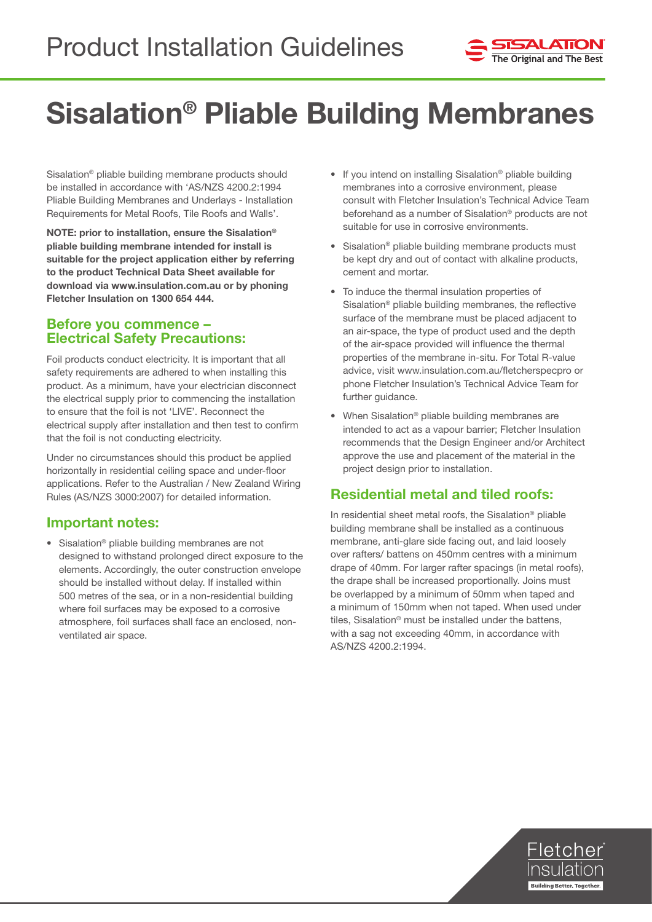# Product Installation Guidelines

SISALATION The Original and The Best

# Sisalation® Pliable Building Membranes

Sisalation® pliable building membrane products should be installed in accordance with 'AS/NZS 4200.2:1994 Pliable Building Membranes and Underlays - Installation Requirements for Metal Roofs, Tile Roofs and Walls'.

**NOTE: prior to installation, ensure the Sisalation® pliable building membrane intended for install is suitable for the project application either by referring to the product Technical Data Sheet available for download via www.insulation.com.au or by phoning Fletcher Insulation on 1300 654 444.**

## Before you commence – Electrical Safety Precautions:

Foil products conduct electricity. It is important that all safety requirements are adhered to when installing this product. As a minimum, have your electrician disconnect the electrical supply prior to commencing the installation to ensure that the foil is not 'LIVE'. Reconnect the electrical supply after installation and then test to confirm that the foil is not conducting electricity.

Under no circumstances should this product be applied horizontally in residential ceiling space and under-floor applications. Refer to the Australian / New Zealand Wiring Rules (AS/NZS 3000:2007) for detailed information.

## Important notes:

- Sisalation® pliable building membranes are not designed to withstand prolonged direct exposure to the elements. Accordingly, the outer construction envelope should be installed without delay. If installed within 500 metres of the sea, or in a non-residential building where foil surfaces may be exposed to a corrosive atmosphere, foil surfaces shall face an enclosed, non-ventilated air space.
- If you intend on installing Sisalation® pliable building membranes into a corrosive environment, please consult with Fletcher Insulation's Technical Advice Team beforehand as a number of Sisalation® products are not suitable for use in corrosive environments.
- Sisalation® pliable building membrane products must be kept dry and out of contact with alkaline products, cement and mortar.
- To induce the thermal insulation properties of Sisalation® pliable building membranes, the reflective surface of the membrane must be placed adjacent to an air-space, the type of product used and the depth of the air-space provided will influence the thermal properties of the membrane in-situ. For Total R-value advice, visit www.insulation.com.au/fletcherspecpro or phone Fletcher Insulation's Technical Advice Team for further guidance.
- When Sisalation® pliable building membranes are intended to act as a vapour barrier; Fletcher Insulation recommends that the Design Engineer and/or Architect approve the use and placement of the material in the project design prior to installation.

## Residential metal and tiled roofs:

In residential sheet metal roofs, the Sisalation® pliable building membrane shall be installed as a continuous membrane, anti-glare side facing out, and laid loosely over rafters/ battens on 450mm centres with a minimum drape of 40mm. For larger rafter spacings (in metal roofs), the drape shall be increased proportionally. Joins must be overlapped by a minimum of 50mm when taped and a minimum of 150mm when not taped. When used under tiles, Sisalation® must be installed under the battens, with a sag not exceeding 40mm, in accordance with AS/NZS 4200.2:1994.

Fletcher Insulation
Building Better, Together.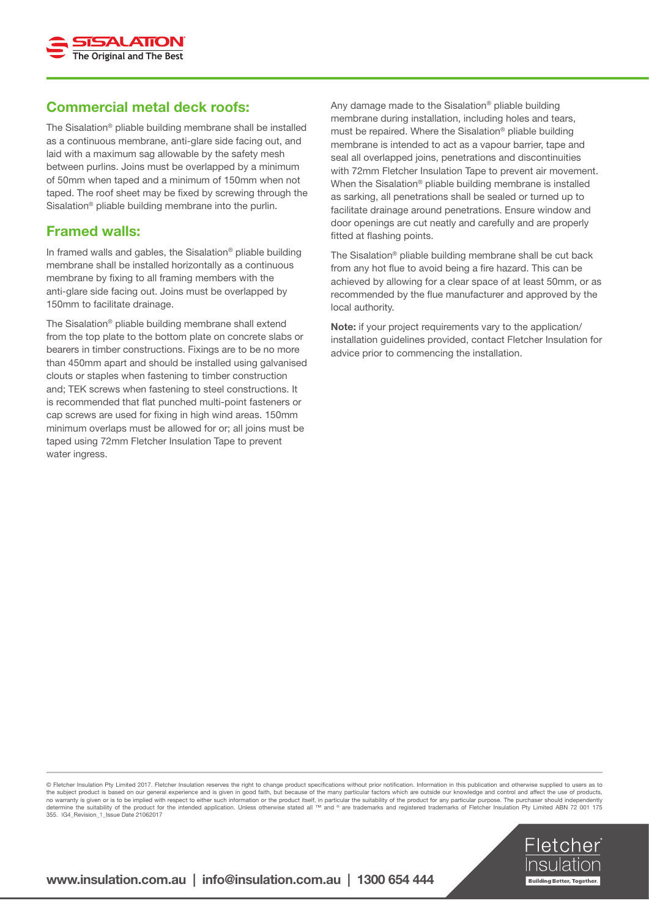## Commercial metal deck roofs:

The Sisalation® pliable building membrane shall be installed as a continuous membrane, anti-glare side facing out, and laid with a maximum sag allowable by the safety mesh between purlins. Joins must be overlapped by a minimum of 50mm when taped and a minimum of 150mm when not taped. The roof sheet may be fixed by screwing through the Sisalation® pliable building membrane into the purlin.

## Framed walls:

In framed walls and gables, the Sisalation® pliable building membrane shall be installed horizontally as a continuous membrane by fixing to all framing members with the anti-glare side facing out. Joins must be overlapped by 150mm to facilitate drainage.

The Sisalation® pliable building membrane shall extend from the top plate to the bottom plate on concrete slabs or bearers in timber constructions. Fixings are to be no more than 450mm apart and should be installed using galvanised clouts or staples when fastening to timber construction and; TEK screws when fastening to steel constructions. It is recommended that flat punched multi-point fasteners or cap screws are used for fixing in high wind areas. 150mm minimum overlaps must be allowed for or; all joins must be taped using 72mm Fletcher Insulation Tape to prevent water ingress.

Any damage made to the Sisalation® pliable building membrane during installation, including holes and tears, must be repaired. Where the Sisalation® pliable building membrane is intended to act as a vapour barrier, tape and seal all overlapped joins, penetrations and discontinuities with 72mm Fletcher Insulation Tape to prevent air movement. When the Sisalation® pliable building membrane is installed as sarking, all penetrations shall be sealed or turned up to facilitate drainage around penetrations. Ensure window and door openings are cut neatly and carefully and are properly fitted at flashing points.

The Sisalation® pliable building membrane shall be cut back from any hot flue to avoid being a fire hazard. This can be achieved by allowing for a clear space of at least 50mm, or as recommended by the flue manufacturer and approved by the local authority.

**Note:** if your project requirements vary to the application/installation guidelines provided, contact Fletcher Insulation for advice prior to commencing the installation.

© Fletcher Insulation Pty Limited 2017. Fletcher Insulation reserves the right to change product specifications without prior notification. Information in this publication and otherwise supplied to users as to the subject product is based on our general experience and is given in good faith, but because of the many particular factors which are outside our knowledge and control and affect the use of products, no warranty is given or is to be implied with respect to either such information or the product itself, in particular the suitability of the product for any particular purpose. The purchaser should independently determine the suitability of the product for the intended application. Unless otherwise stated all ™ and ® are trademarks and registered trademarks of Fletcher Insulation Pty Limited ABN 72 001 175 355. IG4_Revision_1_Issue Date 21062017

**www.insulation.com.au | info@insulation.com.au | 1300 654 444**